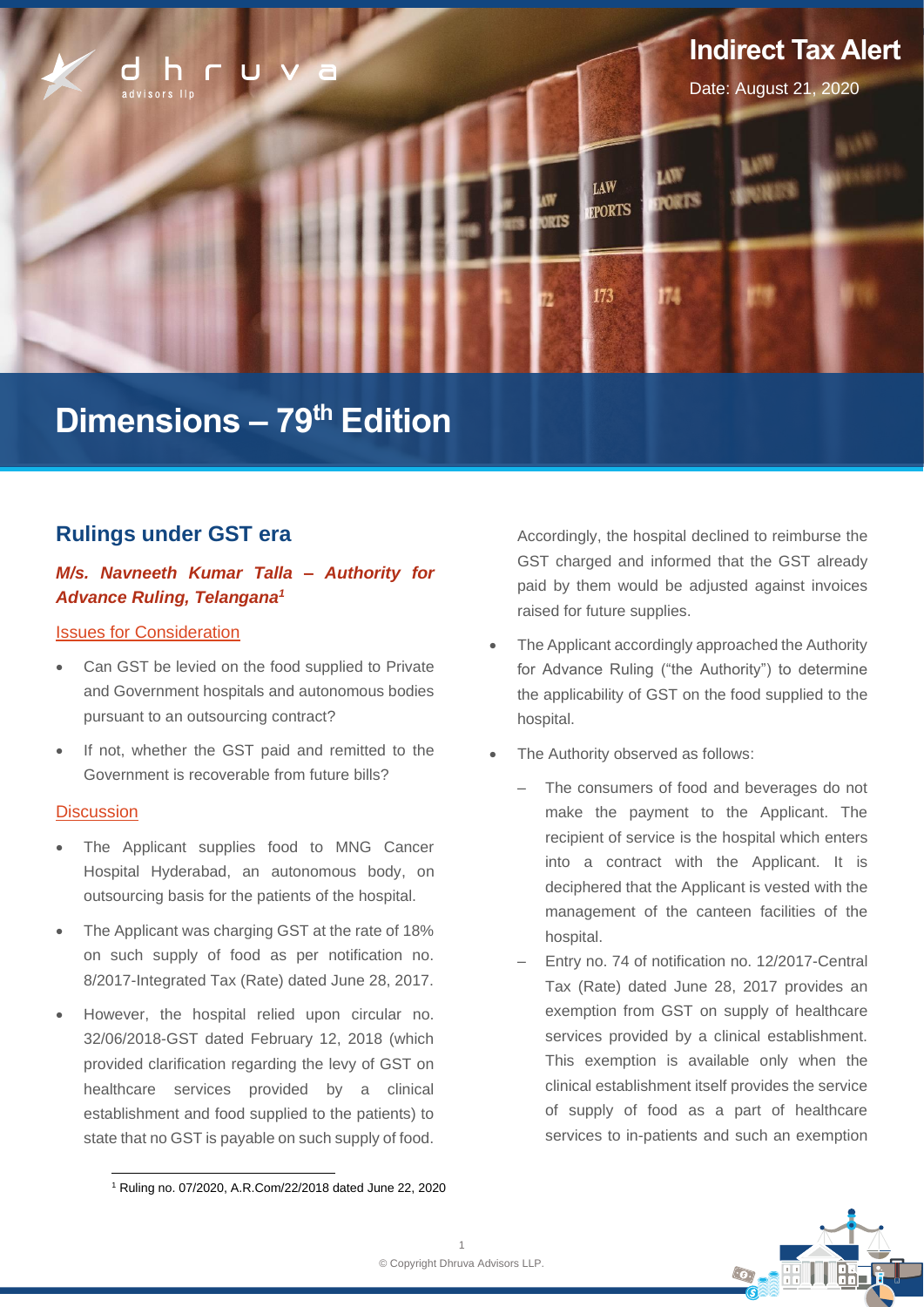Indirect Tax Alert

Date: August 21, 2020

# Dimensions – 79th Edition

## Rulings under GST era

### *M/s. Navneeth Kumar Talla – Authority for Advance Ruling, Telangana*[1]

Issues for Consideration

- Can GST be levied on the food supplied to Private and Government hospitals and autonomous bodies pursuant to an outsourcing contract?
- If not, whether the GST paid and remitted to the Government is recoverable from future bills?

Discussion

- The Applicant supplies food to MNG Cancer Hospital Hyderabad, an autonomous body, on outsourcing basis for the patients of the hospital.
- The Applicant was charging GST at the rate of 18% on such supply of food as per notification no. 8/2017-Integrated Tax (Rate) dated June 28, 2017.
- However, the hospital relied upon circular no. 32/06/2018-GST dated February 12, 2018 (which provided clarification regarding the levy of GST on healthcare services provided by a clinical establishment and food supplied to the patients) to state that no GST is payable on such supply of food. Accordingly, the hospital declined to reimburse the GST charged and informed that the GST already paid by them would be adjusted against invoices raised for future supplies.
- The Applicant accordingly approached the Authority for Advance Ruling ("the Authority") to determine the applicability of GST on the food supplied to the hospital.
- The Authority observed as follows:
  - The consumers of food and beverages do not make the payment to the Applicant. The recipient of service is the hospital which enters into a contract with the Applicant. It is deciphered that the Applicant is vested with the management of the canteen facilities of the hospital.
  - Entry no. 74 of notification no. 12/2017-Central Tax (Rate) dated June 28, 2017 provides an exemption from GST on supply of healthcare services provided by a clinical establishment. This exemption is available only when the clinical establishment itself provides the service of supply of food as a part of healthcare services to in-patients and such an exemption

[1] Ruling no. 07/2020, A.R.Com/22/2018 dated June 22, 2020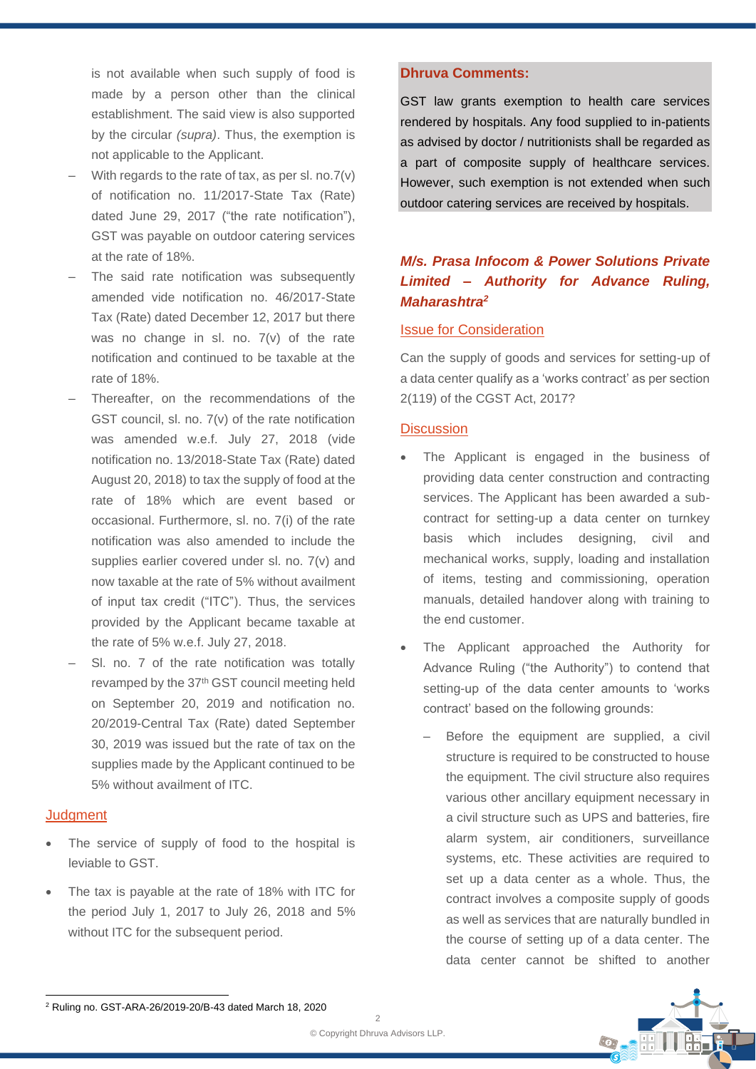is not available when such supply of food is made by a person other than the clinical establishment. The said view is also supported by the circular *(supra)*. Thus, the exemption is not applicable to the Applicant.

- With regards to the rate of tax, as per sl. no.7(v) of notification no. 11/2017-State Tax (Rate) dated June 29, 2017 ("the rate notification"), GST was payable on outdoor catering services at the rate of 18%.
- The said rate notification was subsequently amended vide notification no. 46/2017-State Tax (Rate) dated December 12, 2017 but there was no change in sl. no. 7(v) of the rate notification and continued to be taxable at the rate of 18%.
- Thereafter, on the recommendations of the GST council, sl. no. 7(v) of the rate notification was amended w.e.f. July 27, 2018 (vide notification no. 13/2018-State Tax (Rate) dated August 20, 2018) to tax the supply of food at the rate of 18% which are event based or occasional. Furthermore, sl. no. 7(i) of the rate notification was also amended to include the supplies earlier covered under sl. no. 7(v) and now taxable at the rate of 5% without availment of input tax credit ("ITC"). Thus, the services provided by the Applicant became taxable at the rate of 5% w.e.f. July 27, 2018.
- Sl. no. 7 of the rate notification was totally revamped by the 37th GST council meeting held on September 20, 2019 and notification no. 20/2019-Central Tax (Rate) dated September 30, 2019 was issued but the rate of tax on the supplies made by the Applicant continued to be 5% without availment of ITC.

### Judgment

- The service of supply of food to the hospital is leviable to GST.
- The tax is payable at the rate of 18% with ITC for the period July 1, 2017 to July 26, 2018 and 5% without ITC for the subsequent period.

**Dhruva Comments:**

GST law grants exemption to health care services rendered by hospitals. Any food supplied to in-patients as advised by doctor / nutritionists shall be regarded as a part of composite supply of healthcare services. However, such exemption is not extended when such outdoor catering services are received by hospitals.

## *M/s. Prasa Infocom & Power Solutions Private Limited – Authority for Advance Ruling, Maharashtra*[2]

### Issue for Consideration

Can the supply of goods and services for setting-up of a data center qualify as a 'works contract' as per section 2(119) of the CGST Act, 2017?

### Discussion

- The Applicant is engaged in the business of providing data center construction and contracting services. The Applicant has been awarded a sub-contract for setting-up a data center on turnkey basis which includes designing, civil and mechanical works, supply, loading and installation of items, testing and commissioning, operation manuals, detailed handover along with training to the end customer.
- The Applicant approached the Authority for Advance Ruling ("the Authority") to contend that setting-up of the data center amounts to 'works contract' based on the following grounds:
  - Before the equipment are supplied, a civil structure is required to be constructed to house the equipment. The civil structure also requires various other ancillary equipment necessary in a civil structure such as UPS and batteries, fire alarm system, air conditioners, surveillance systems, etc. These activities are required to set up a data center as a whole. Thus, the contract involves a composite supply of goods as well as services that are naturally bundled in the course of setting up of a data center. The data center cannot be shifted to another

[2] Ruling no. GST-ARA-26/2019-20/B-43 dated March 18, 2020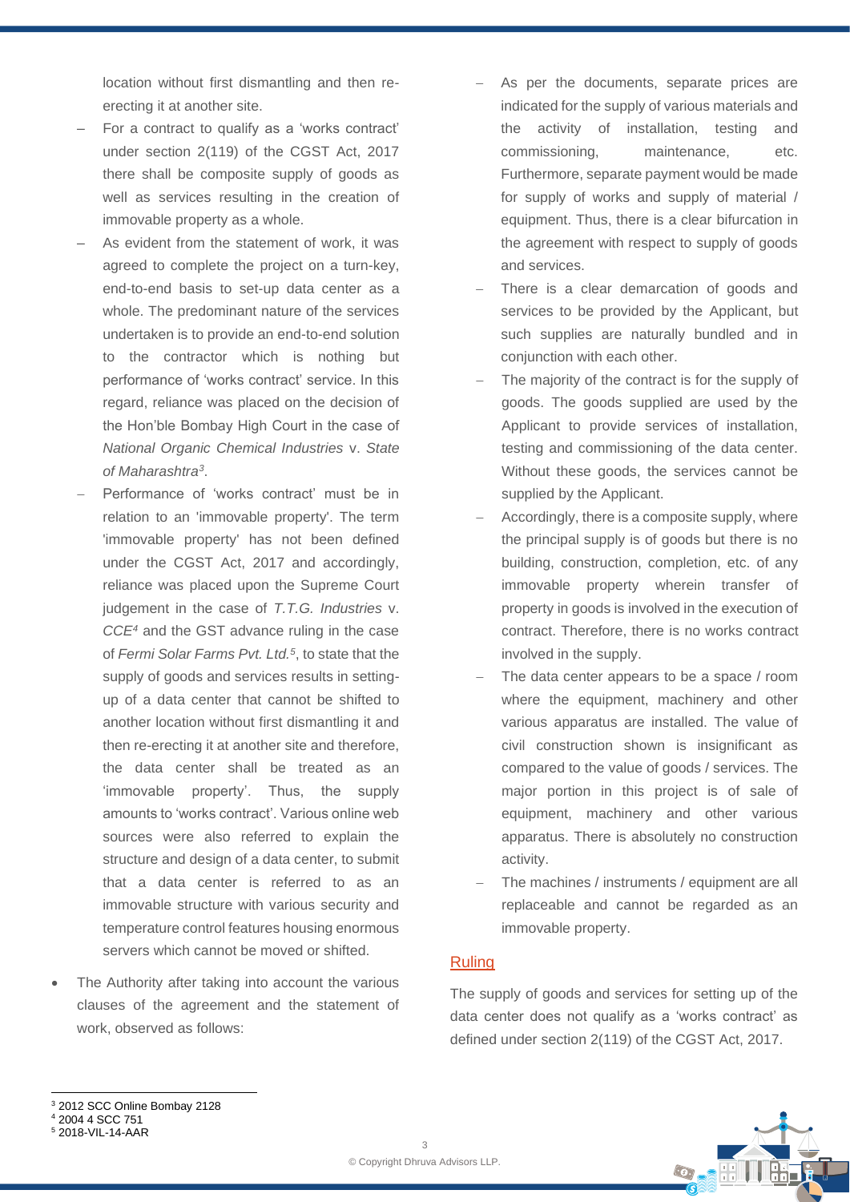location without first dismantling and then re-erecting it at another site.

- For a contract to qualify as a 'works contract' under section 2(119) of the CGST Act, 2017 there shall be composite supply of goods as well as services resulting in the creation of immovable property as a whole.
- As evident from the statement of work, it was agreed to complete the project on a turn-key, end-to-end basis to set-up data center as a whole. The predominant nature of the services undertaken is to provide an end-to-end solution to the contractor which is nothing but performance of 'works contract' service. In this regard, reliance was placed on the decision of the Hon'ble Bombay High Court in the case of *National Organic Chemical Industries* v. *State of Maharashtra*[3].
- Performance of 'works contract' must be in relation to an 'immovable property'. The term 'immovable property' has not been defined under the CGST Act, 2017 and accordingly, reliance was placed upon the Supreme Court judgement in the case of *T.T.G. Industries* v. *CCE*[4] and the GST advance ruling in the case of *Fermi Solar Farms Pvt. Ltd.*[5], to state that the supply of goods and services results in setting-up of a data center that cannot be shifted to another location without first dismantling it and then re-erecting it at another site and therefore, the data center shall be treated as an 'immovable property'. Thus, the supply amounts to 'works contract'. Various online web sources were also referred to explain the structure and design of a data center, to submit that a data center is referred to as an immovable structure with various security and temperature control features housing enormous servers which cannot be moved or shifted.

- The Authority after taking into account the various clauses of the agreement and the statement of work, observed as follows:
  - As per the documents, separate prices are indicated for the supply of various materials and the activity of installation, testing and commissioning, maintenance, etc. Furthermore, separate payment would be made for supply of works and supply of material / equipment. Thus, there is a clear bifurcation in the agreement with respect to supply of goods and services.
  - There is a clear demarcation of goods and services to be provided by the Applicant, but such supplies are naturally bundled and in conjunction with each other.
  - The majority of the contract is for the supply of goods. The goods supplied are used by the Applicant to provide services of installation, testing and commissioning of the data center. Without these goods, the services cannot be supplied by the Applicant.
  - Accordingly, there is a composite supply, where the principal supply is of goods but there is no building, construction, completion, etc. of any immovable property wherein transfer of property in goods is involved in the execution of contract. Therefore, there is no works contract involved in the supply.
  - The data center appears to be a space / room where the equipment, machinery and other various apparatus are installed. The value of civil construction shown is insignificant as compared to the value of goods / services. The major portion in this project is of sale of equipment, machinery and other various apparatus. There is absolutely no construction activity.
  - The machines / instruments / equipment are all replaceable and cannot be regarded as an immovable property.

## Ruling

The supply of goods and services for setting up of the data center does not qualify as a 'works contract' as defined under section 2(119) of the CGST Act, 2017.

---

[3] 2012 SCC Online Bombay 2128
[4] 2004 4 SCC 751
[5] 2018-VIL-14-AAR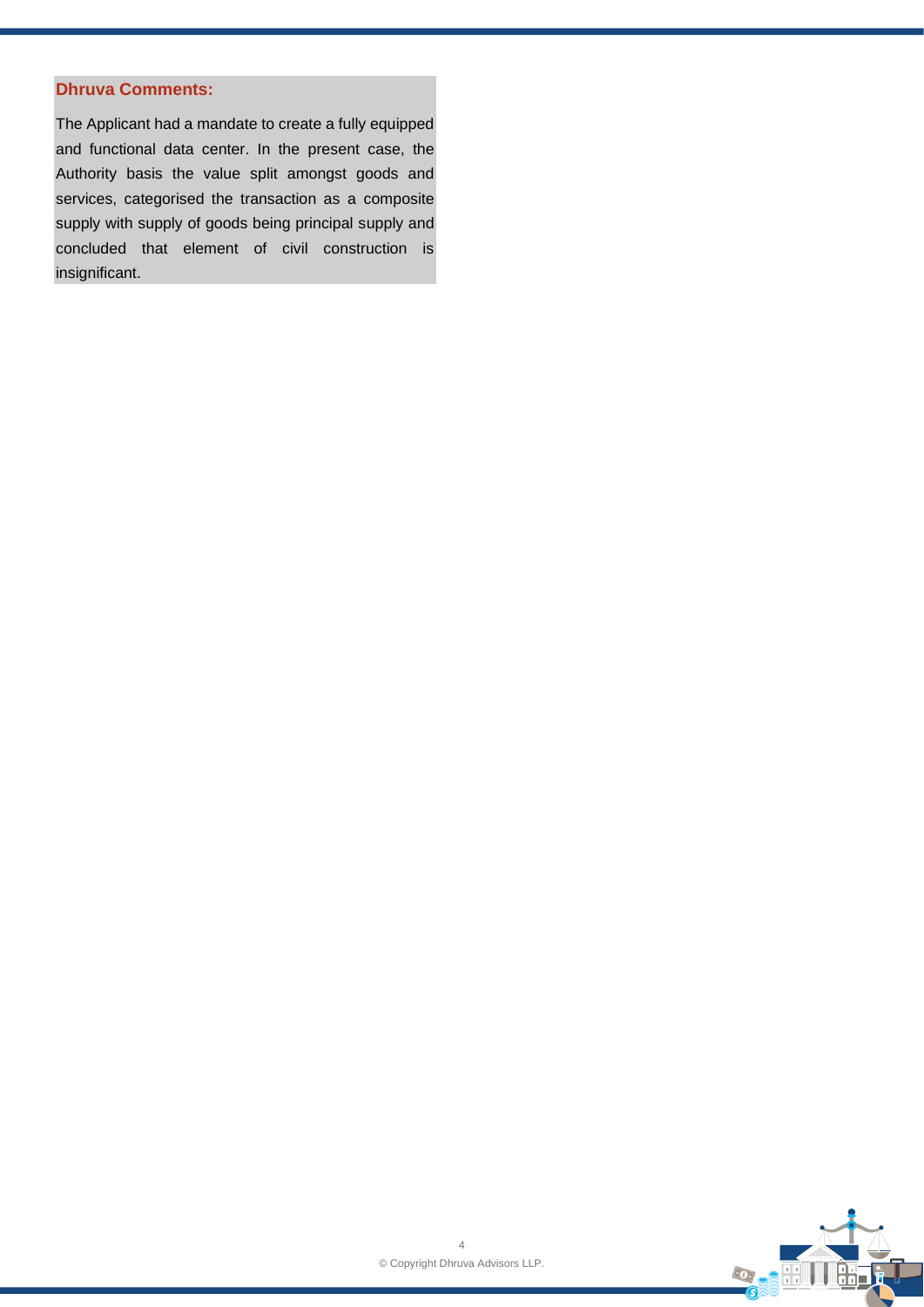**Dhruva Comments:**

The Applicant had a mandate to create a fully equipped and functional data center. In the present case, the Authority basis the value split amongst goods and services, categorised the transaction as a composite supply with supply of goods being principal supply and concluded that element of civil construction is insignificant.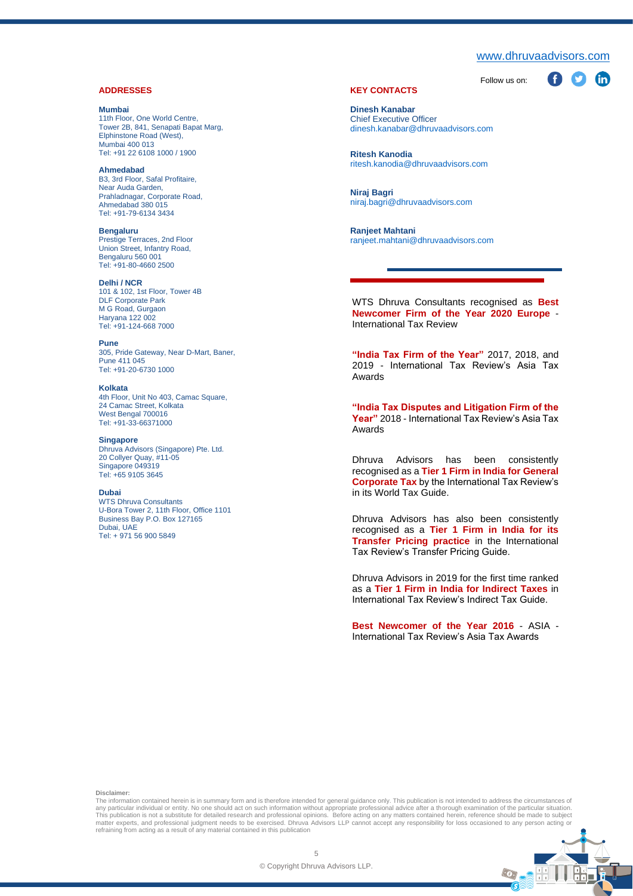www.dhruvaadvisors.com

Follow us on:

## ADDRESSES

**Mumbai**
11th Floor, One World Centre,
Tower 2B, 841, Senapati Bapat Marg,
Elphinstone Road (West),
Mumbai 400 013
Tel: +91 22 6108 1000 / 1900

**Ahmedabad**
B3, 3rd Floor, Safal Profitaire,
Near Auda Garden,
Prahladnagar, Corporate Road,
Ahmedabad 380 015
Tel: +91-79-6134 3434

**Bengaluru**
Prestige Terraces, 2nd Floor
Union Street, Infantry Road,
Bengaluru 560 001
Tel: +91-80-4660 2500

**Delhi / NCR**
101 & 102, 1st Floor, Tower 4B
DLF Corporate Park
M G Road, Gurgaon
Haryana 122 002
Tel: +91-124-668 7000

**Pune**
305, Pride Gateway, Near D-Mart, Baner,
Pune 411 045
Tel: +91-20-6730 1000

**Kolkata**
4th Floor, Unit No 403, Camac Square,
24 Camac Street, Kolkata
West Bengal 700016
Tel: +91-33-66371000

**Singapore**
Dhruva Advisors (Singapore) Pte. Ltd.
20 Collyer Quay, #11-05
Singapore 049319
Tel: +65 9105 3645

**Dubai**
WTS Dhruva Consultants
U-Bora Tower 2, 11th Floor, Office 1101
Business Bay P.O. Box 127165
Dubai, UAE
Tel: + 971 56 900 5849

## KEY CONTACTS

**Dinesh Kanabar**
Chief Executive Officer
dinesh.kanabar@dhruvaadvisors.com

**Ritesh Kanodia**
ritesh.kanodia@dhruvaadvisors.com

**Niraj Bagri**
niraj.bagri@dhruvaadvisors.com

**Ranjeet Mahtani**
ranjeet.mahtani@dhruvaadvisors.com

WTS Dhruva Consultants recognised as **Best Newcomer Firm of the Year 2020 Europe** - International Tax Review

**"India Tax Firm of the Year"** 2017, 2018, and 2019 - International Tax Review's Asia Tax Awards

**"India Tax Disputes and Litigation Firm of the Year"** 2018 - International Tax Review's Asia Tax Awards

Dhruva Advisors has been consistently recognised as a **Tier 1 Firm in India for General Corporate Tax** by the International Tax Review's in its World Tax Guide.

Dhruva Advisors has also been consistently recognised as a **Tier 1 Firm in India for its Transfer Pricing practice** in the International Tax Review's Transfer Pricing Guide.

Dhruva Advisors in 2019 for the first time ranked as a **Tier 1 Firm in India for Indirect Taxes** in International Tax Review's Indirect Tax Guide.

**Best Newcomer of the Year 2016** - ASIA - International Tax Review's Asia Tax Awards

**Disclaimer:**
The information contained herein is in summary form and is therefore intended for general guidance only. This publication is not intended to address the circumstances of any particular individual or entity. No one should act on such information without appropriate professional advice after a thorough examination of the particular situation. This publication is not a substitute for detailed research and professional opinions. Before acting on any matters contained herein, reference should be made to subject matter experts, and professional judgment needs to be exercised. Dhruva Advisors LLP cannot accept any responsibility for loss occasioned to any person acting or refraining from acting as a result of any material contained in this publication

© Copyright Dhruva Advisors LLP.